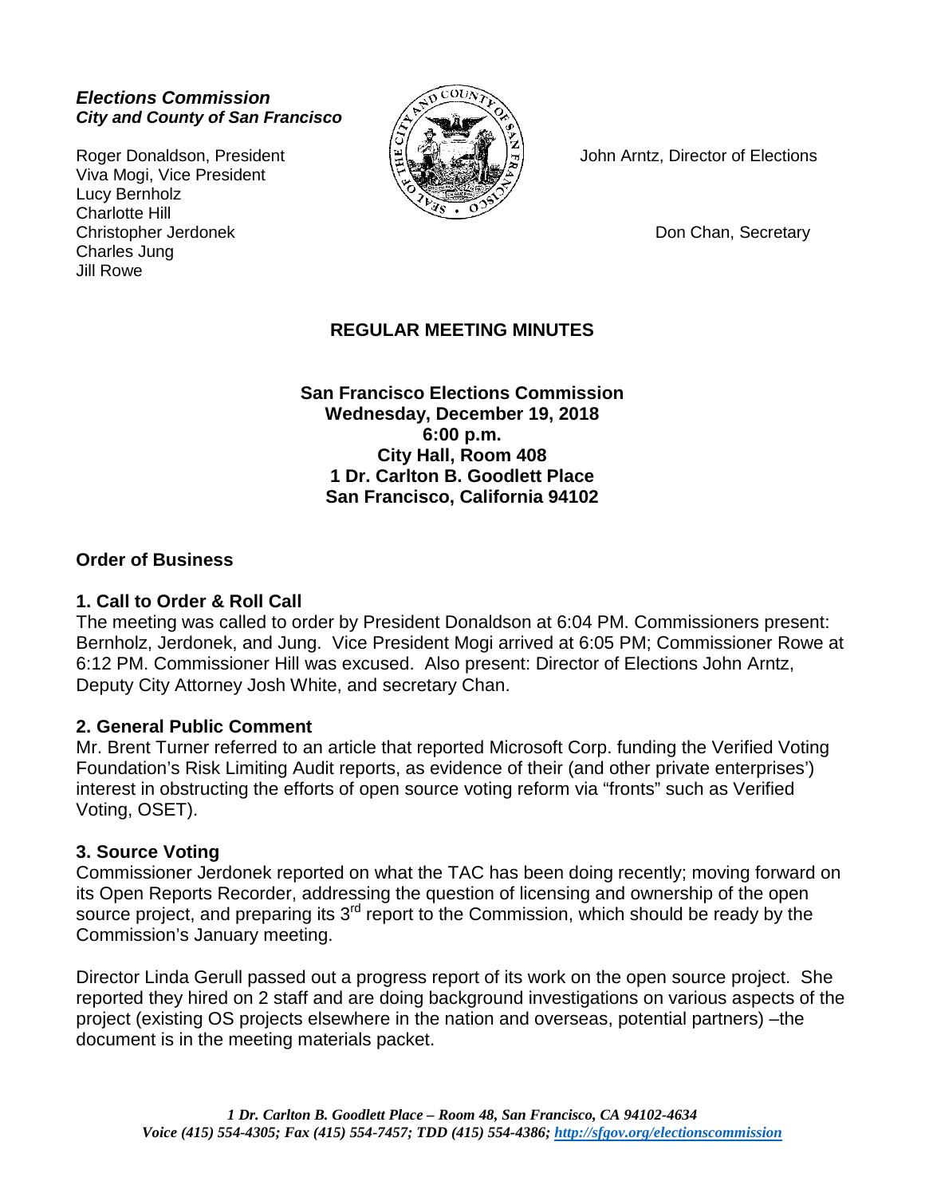***Elections Commission***
***City and County of San Francisco***

Roger Donaldson, President
Viva Mogi, Vice President
Lucy Bernholz
Charlotte Hill
Christopher Jerdonek
Charles Jung
Jill Rowe

John Arntz, Director of Elections

Don Chan, Secretary

# REGULAR MEETING MINUTES

**San Francisco Elections Commission**
**Wednesday, December 19, 2018**
**6:00 p.m.**
**City Hall, Room 408**
**1 Dr. Carlton B. Goodlett Place**
**San Francisco, California 94102**

## Order of Business

### 1. Call to Order & Roll Call

The meeting was called to order by President Donaldson at 6:04 PM. Commissioners present: Bernholz, Jerdonek, and Jung. Vice President Mogi arrived at 6:05 PM; Commissioner Rowe at 6:12 PM. Commissioner Hill was excused. Also present: Director of Elections John Arntz, Deputy City Attorney Josh White, and secretary Chan.

### 2. General Public Comment

Mr. Brent Turner referred to an article that reported Microsoft Corp. funding the Verified Voting Foundation's Risk Limiting Audit reports, as evidence of their (and other private enterprises') interest in obstructing the efforts of open source voting reform via "fronts" such as Verified Voting, OSET).

### 3. Source Voting

Commissioner Jerdonek reported on what the TAC has been doing recently; moving forward on its Open Reports Recorder, addressing the question of licensing and ownership of the open source project, and preparing its 3rd report to the Commission, which should be ready by the Commission's January meeting.

Director Linda Gerull passed out a progress report of its work on the open source project. She reported they hired on 2 staff and are doing background investigations on various aspects of the project (existing OS projects elsewhere in the nation and overseas, potential partners) –the document is in the meeting materials packet.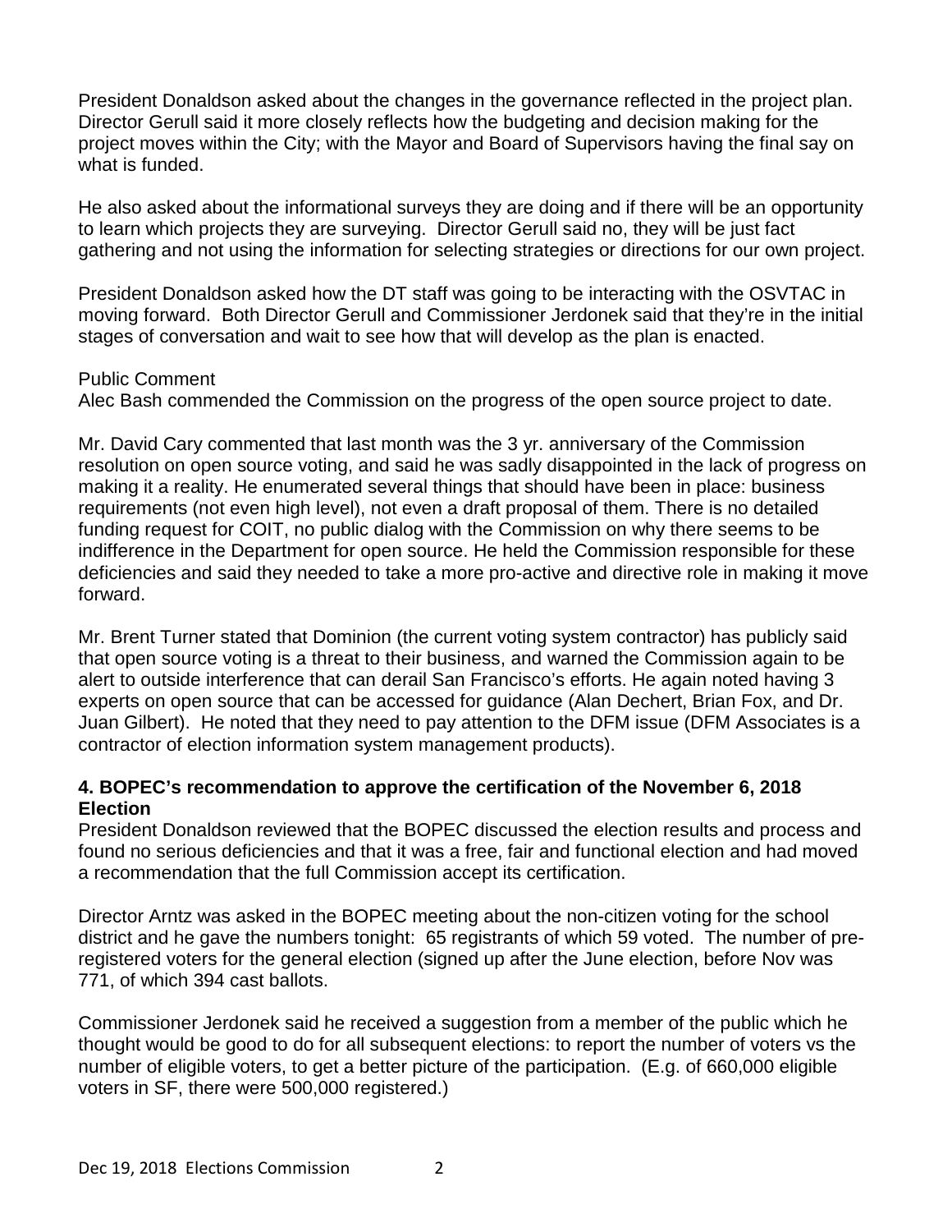President Donaldson asked about the changes in the governance reflected in the project plan. Director Gerull said it more closely reflects how the budgeting and decision making for the project moves within the City; with the Mayor and Board of Supervisors having the final say on what is funded.

He also asked about the informational surveys they are doing and if there will be an opportunity to learn which projects they are surveying. Director Gerull said no, they will be just fact gathering and not using the information for selecting strategies or directions for our own project.

President Donaldson asked how the DT staff was going to be interacting with the OSVTAC in moving forward. Both Director Gerull and Commissioner Jerdonek said that they're in the initial stages of conversation and wait to see how that will develop as the plan is enacted.

Public Comment
Alec Bash commended the Commission on the progress of the open source project to date.

Mr. David Cary commented that last month was the 3 yr. anniversary of the Commission resolution on open source voting, and said he was sadly disappointed in the lack of progress on making it a reality. He enumerated several things that should have been in place: business requirements (not even high level), not even a draft proposal of them. There is no detailed funding request for COIT, no public dialog with the Commission on why there seems to be indifference in the Department for open source. He held the Commission responsible for these deficiencies and said they needed to take a more pro-active and directive role in making it move forward.

Mr. Brent Turner stated that Dominion (the current voting system contractor) has publicly said that open source voting is a threat to their business, and warned the Commission again to be alert to outside interference that can derail San Francisco's efforts. He again noted having 3 experts on open source that can be accessed for guidance (Alan Dechert, Brian Fox, and Dr. Juan Gilbert). He noted that they need to pay attention to the DFM issue (DFM Associates is a contractor of election information system management products).

**4. BOPEC's recommendation to approve the certification of the November 6, 2018 Election**

President Donaldson reviewed that the BOPEC discussed the election results and process and found no serious deficiencies and that it was a free, fair and functional election and had moved a recommendation that the full Commission accept its certification.

Director Arntz was asked in the BOPEC meeting about the non-citizen voting for the school district and he gave the numbers tonight: 65 registrants of which 59 voted. The number of pre-registered voters for the general election (signed up after the June election, before Nov was 771, of which 394 cast ballots.

Commissioner Jerdonek said he received a suggestion from a member of the public which he thought would be good to do for all subsequent elections: to report the number of voters vs the number of eligible voters, to get a better picture of the participation. (E.g. of 660,000 eligible voters in SF, there were 500,000 registered.)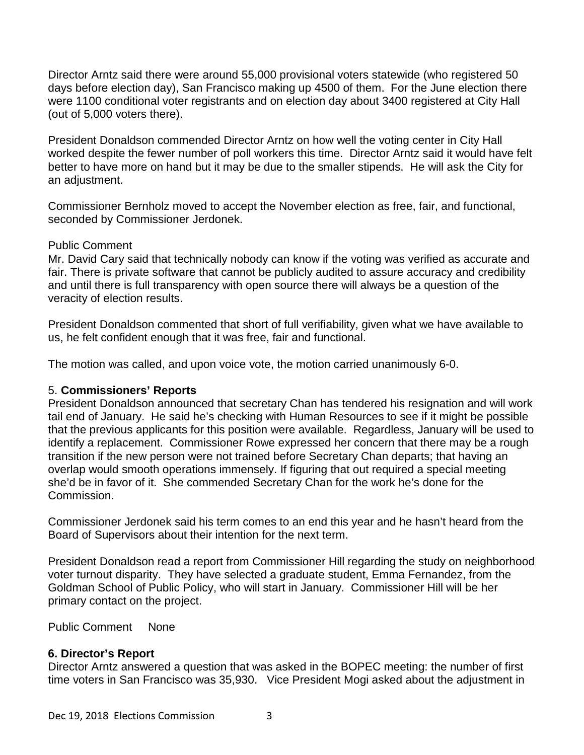Director Arntz said there were around 55,000 provisional voters statewide (who registered 50 days before election day), San Francisco making up 4500 of them. For the June election there were 1100 conditional voter registrants and on election day about 3400 registered at City Hall (out of 5,000 voters there).

President Donaldson commended Director Arntz on how well the voting center in City Hall worked despite the fewer number of poll workers this time. Director Arntz said it would have felt better to have more on hand but it may be due to the smaller stipends. He will ask the City for an adjustment.

Commissioner Bernholz moved to accept the November election as free, fair, and functional, seconded by Commissioner Jerdonek.

Public Comment
Mr. David Cary said that technically nobody can know if the voting was verified as accurate and fair. There is private software that cannot be publicly audited to assure accuracy and credibility and until there is full transparency with open source there will always be a question of the veracity of election results.

President Donaldson commented that short of full verifiability, given what we have available to us, he felt confident enough that it was free, fair and functional.

The motion was called, and upon voice vote, the motion carried unanimously 6-0.

5. **Commissioners' Reports**
President Donaldson announced that secretary Chan has tendered his resignation and will work tail end of January. He said he's checking with Human Resources to see if it might be possible that the previous applicants for this position were available. Regardless, January will be used to identify a replacement. Commissioner Rowe expressed her concern that there may be a rough transition if the new person were not trained before Secretary Chan departs; that having an overlap would smooth operations immensely. If figuring that out required a special meeting she'd be in favor of it. She commended Secretary Chan for the work he's done for the Commission.

Commissioner Jerdonek said his term comes to an end this year and he hasn't heard from the Board of Supervisors about their intention for the next term.

President Donaldson read a report from Commissioner Hill regarding the study on neighborhood voter turnout disparity. They have selected a graduate student, Emma Fernandez, from the Goldman School of Public Policy, who will start in January. Commissioner Hill will be her primary contact on the project.

Public Comment None

**6. Director's Report**
Director Arntz answered a question that was asked in the BOPEC meeting: the number of first time voters in San Francisco was 35,930. Vice President Mogi asked about the adjustment in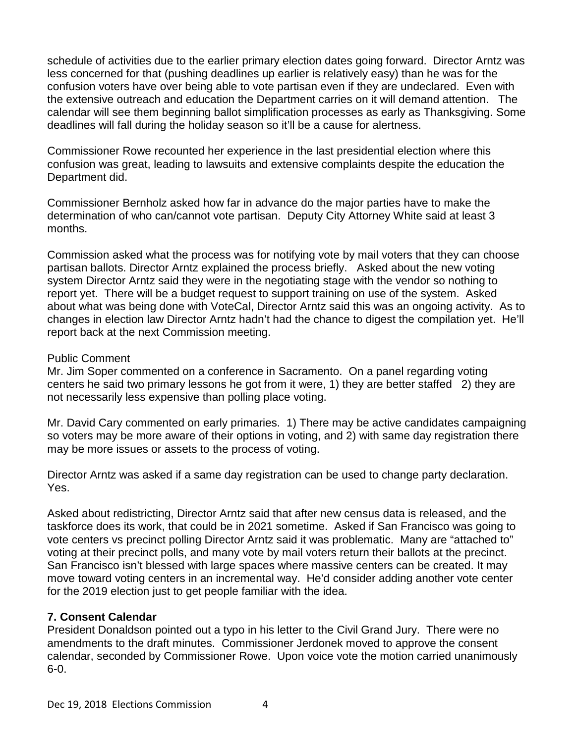schedule of activities due to the earlier primary election dates going forward. Director Arntz was less concerned for that (pushing deadlines up earlier is relatively easy) than he was for the confusion voters have over being able to vote partisan even if they are undeclared. Even with the extensive outreach and education the Department carries on it will demand attention. The calendar will see them beginning ballot simplification processes as early as Thanksgiving. Some deadlines will fall during the holiday season so it'll be a cause for alertness.

Commissioner Rowe recounted her experience in the last presidential election where this confusion was great, leading to lawsuits and extensive complaints despite the education the Department did.

Commissioner Bernholz asked how far in advance do the major parties have to make the determination of who can/cannot vote partisan. Deputy City Attorney White said at least 3 months.

Commission asked what the process was for notifying vote by mail voters that they can choose partisan ballots. Director Arntz explained the process briefly. Asked about the new voting system Director Arntz said they were in the negotiating stage with the vendor so nothing to report yet. There will be a budget request to support training on use of the system. Asked about what was being done with VoteCal, Director Arntz said this was an ongoing activity. As to changes in election law Director Arntz hadn't had the chance to digest the compilation yet. He'll report back at the next Commission meeting.

Public Comment

Mr. Jim Soper commented on a conference in Sacramento. On a panel regarding voting centers he said two primary lessons he got from it were, 1) they are better staffed 2) they are not necessarily less expensive than polling place voting.

Mr. David Cary commented on early primaries. 1) There may be active candidates campaigning so voters may be more aware of their options in voting, and 2) with same day registration there may be more issues or assets to the process of voting.

Director Arntz was asked if a same day registration can be used to change party declaration. Yes.

Asked about redistricting, Director Arntz said that after new census data is released, and the taskforce does its work, that could be in 2021 sometime. Asked if San Francisco was going to vote centers vs precinct polling Director Arntz said it was problematic. Many are "attached to" voting at their precinct polls, and many vote by mail voters return their ballots at the precinct. San Francisco isn't blessed with large spaces where massive centers can be created. It may move toward voting centers in an incremental way. He'd consider adding another vote center for the 2019 election just to get people familiar with the idea.

**7. Consent Calendar**

President Donaldson pointed out a typo in his letter to the Civil Grand Jury. There were no amendments to the draft minutes. Commissioner Jerdonek moved to approve the consent calendar, seconded by Commissioner Rowe. Upon voice vote the motion carried unanimously 6-0.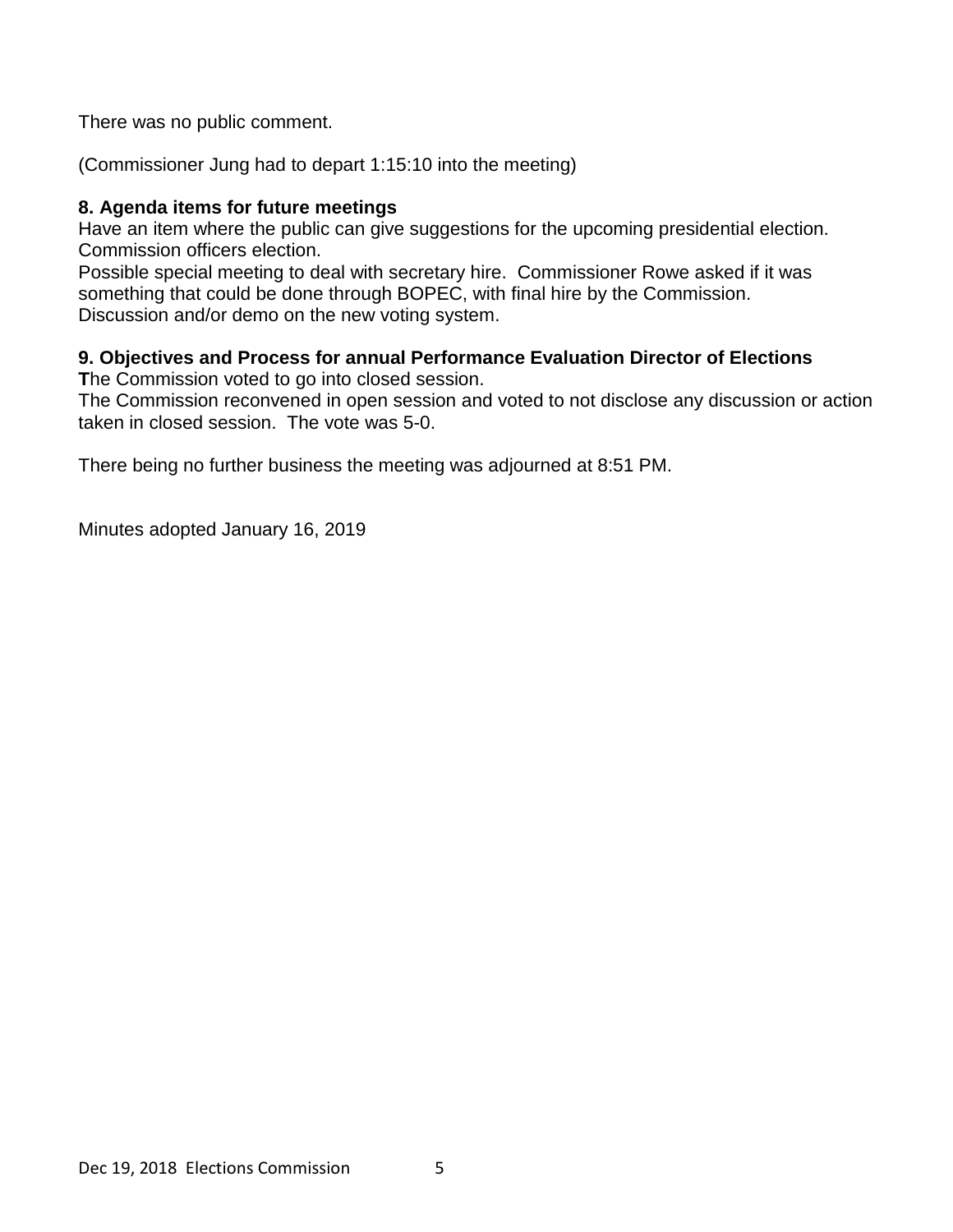There was no public comment.

(Commissioner Jung had to depart 1:15:10 into the meeting)

**8. Agenda items for future meetings**

Have an item where the public can give suggestions for the upcoming presidential election.
Commission officers election.
Possible special meeting to deal with secretary hire. Commissioner Rowe asked if it was something that could be done through BOPEC, with final hire by the Commission.
Discussion and/or demo on the new voting system.

**9. Objectives and Process for annual Performance Evaluation Director of Elections**

**T**he Commission voted to go into closed session.
The Commission reconvened in open session and voted to not disclose any discussion or action taken in closed session. The vote was 5-0.

There being no further business the meeting was adjourned at 8:51 PM.

Minutes adopted January 16, 2019